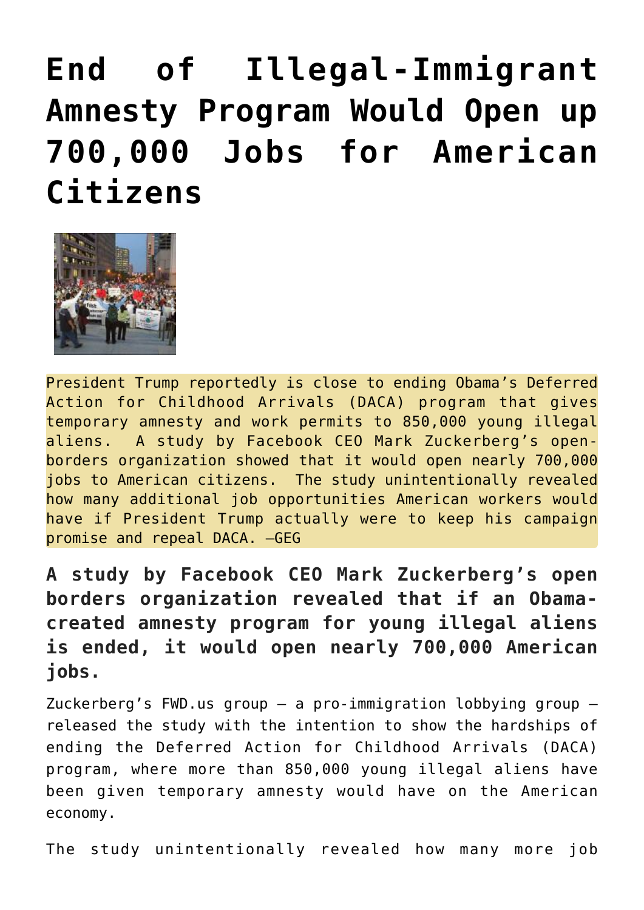# End of Illegal-Immigrant Amnesty Program Would Open up 700,000 Jobs for American Citizens

President Trump reportedly is close to ending Obama's Deferred Action for Childhood Arrivals (DACA) program that gives temporary amnesty and work permits to 850,000 young illegal aliens. A study by Facebook CEO Mark Zuckerberg's open-borders organization showed that it would open nearly 700,000 jobs to American citizens. The study unintentionally revealed how many additional job opportunities American workers would have if President Trump actually were to keep his campaign promise and repeal DACA. —GEG

**A study by Facebook CEO Mark Zuckerberg's open borders organization revealed that if an Obama-created amnesty program for young illegal aliens is ended, it would open nearly 700,000 American jobs.**

Zuckerberg's FWD.us group – a pro-immigration lobbying group – released the study with the intention to show the hardships of ending the Deferred Action for Childhood Arrivals (DACA) program, where more than 850,000 young illegal aliens have been given temporary amnesty would have on the American economy.

The study unintentionally revealed how many more job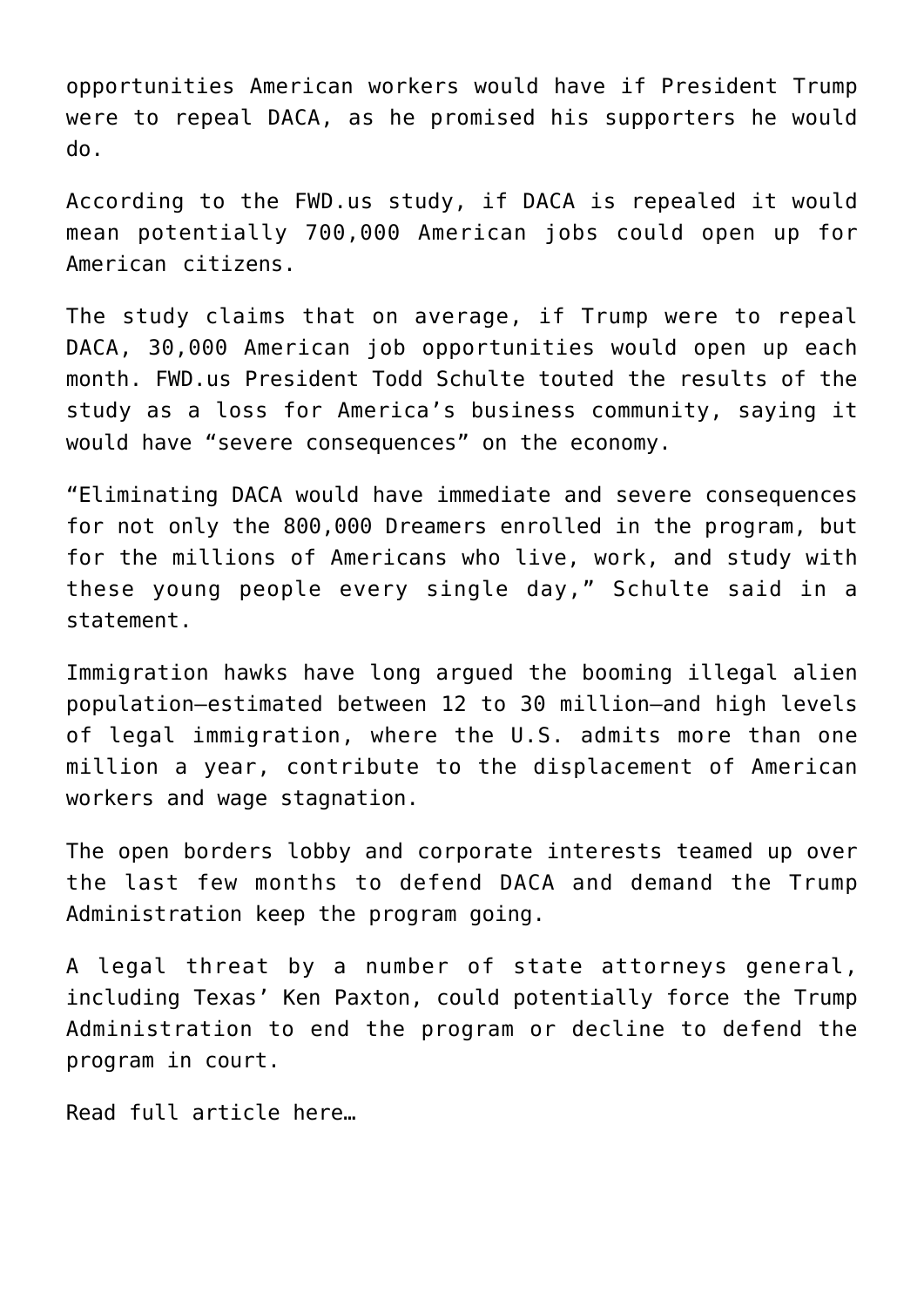opportunities American workers would have if President Trump were to repeal DACA, as he promised his supporters he would do.

According to the FWD.us study, if DACA is repealed it would mean potentially 700,000 American jobs could open up for American citizens.

The study claims that on average, if Trump were to repeal DACA, 30,000 American job opportunities would open up each month. FWD.us President Todd Schulte touted the results of the study as a loss for America's business community, saying it would have "severe consequences" on the economy.

"Eliminating DACA would have immediate and severe consequences for not only the 800,000 Dreamers enrolled in the program, but for the millions of Americans who live, work, and study with these young people every single day," Schulte said in a statement.

Immigration hawks have long argued the booming illegal alien population—estimated between 12 to 30 million—and high levels of legal immigration, where the U.S. admits more than one million a year, contribute to the displacement of American workers and wage stagnation.

The open borders lobby and corporate interests teamed up over the last few months to defend DACA and demand the Trump Administration keep the program going.

A legal threat by a number of state attorneys general, including Texas' Ken Paxton, could potentially force the Trump Administration to end the program or decline to defend the program in court.

Read full article here…